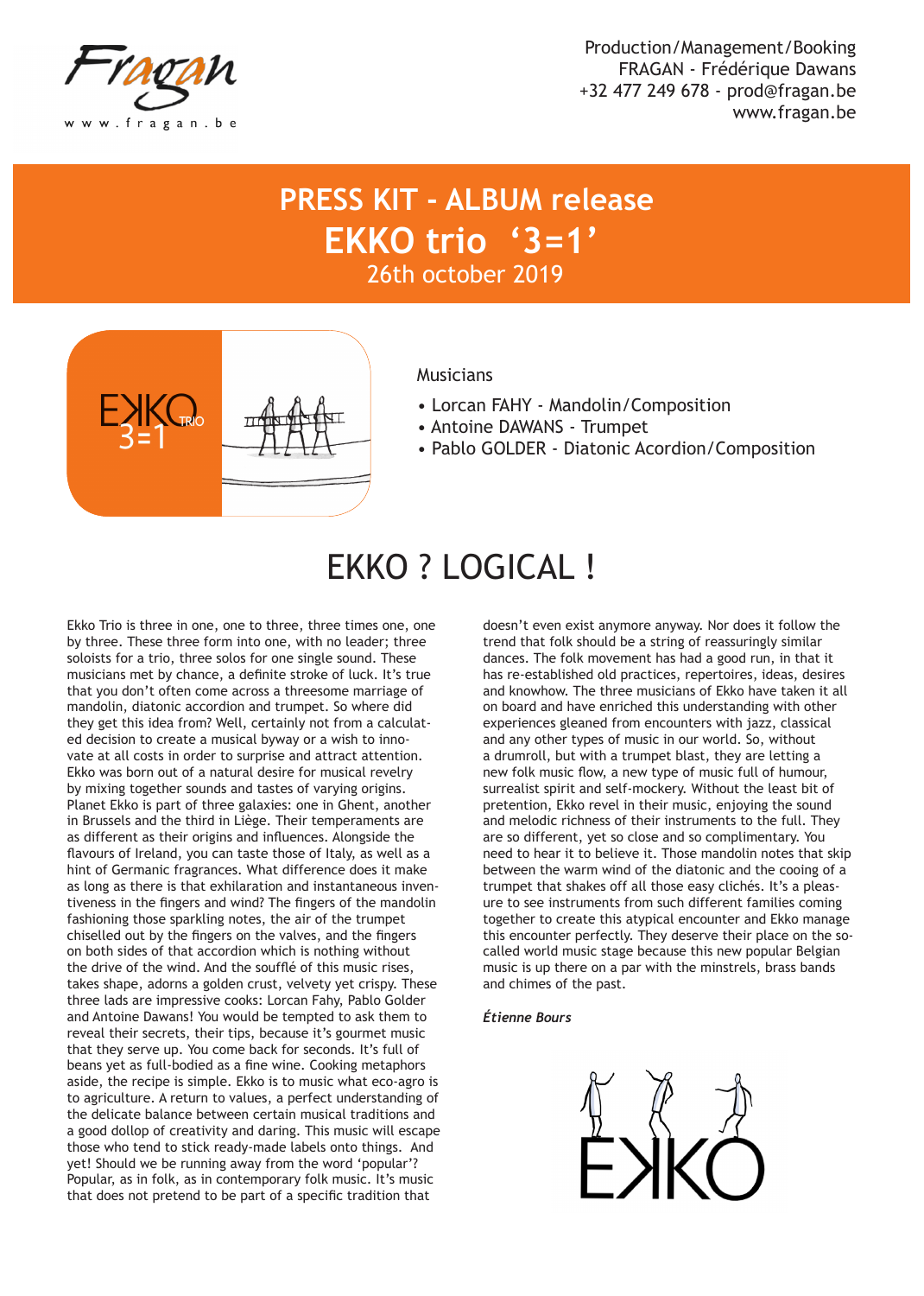Production/Management/Booking
FRAGAN - Frédérique Dawans
+32 477 249 678 - prod@fragan.be
www.fragan.be

# PRESS KIT - ALBUM release
# EKKO trio ‘3=1’
26th october 2019

Musicians

- Lorcan FAHY - Mandolin/Composition
- Antoine DAWANS - Trumpet
- Pablo GOLDER - Diatonic Acordion/Composition

## EKKO ? LOGICAL !

Ekko Trio is three in one, one to three, three times one, one by three. These three form into one, with no leader; three soloists for a trio, three solos for one single sound. These musicians met by chance, a definite stroke of luck. It’s true that you don’t often come across a threesome marriage of mandolin, diatonic accordion and trumpet. So where did they get this idea from? Well, certainly not from a calculated decision to create a musical byway or a wish to innovate at all costs in order to surprise and attract attention. Ekko was born out of a natural desire for musical revelry by mixing together sounds and tastes of varying origins. Planet Ekko is part of three galaxies: one in Ghent, another in Brussels and the third in Liège. Their temperaments are as different as their origins and influences. Alongside the flavours of Ireland, you can taste those of Italy, as well as a hint of Germanic fragrances. What difference does it make as long as there is that exhilaration and instantaneous inventiveness in the fingers and wind? The fingers of the mandolin fashioning those sparkling notes, the air of the trumpet chiselled out by the fingers on the valves, and the fingers on both sides of that accordion which is nothing without the drive of the wind. And the soufflé of this music rises, takes shape, adorns a golden crust, velvety yet crispy. These three lads are impressive cooks: Lorcan Fahy, Pablo Golder and Antoine Dawans! You would be tempted to ask them to reveal their secrets, their tips, because it’s gourmet music that they serve up. You come back for seconds. It’s full of beans yet as full-bodied as a fine wine. Cooking metaphors aside, the recipe is simple. Ekko is to music what eco-agro is to agriculture. A return to values, a perfect understanding of the delicate balance between certain musical traditions and a good dollop of creativity and daring. This music will escape those who tend to stick ready-made labels onto things. And yet! Should we be running away from the word ‘popular’? Popular, as in folk, as in contemporary folk music. It’s music that does not pretend to be part of a specific tradition that doesn’t even exist anymore anyway. Nor does it follow the trend that folk should be a string of reassuringly similar dances. The folk movement has had a good run, in that it has re-established old practices, repertoires, ideas, desires and knowhow. The three musicians of Ekko have taken it all on board and have enriched this understanding with other experiences gleaned from encounters with jazz, classical and any other types of music in our world. So, without a drumroll, but with a trumpet blast, they are letting a new folk music flow, a new type of music full of humour, surrealist spirit and self-mockery. Without the least bit of pretention, Ekko revel in their music, enjoying the sound and melodic richness of their instruments to the full. They are so different, yet so close and so complimentary. You need to hear it to believe it. Those mandolin notes that skip between the warm wind of the diatonic and the cooing of a trumpet that shakes off all those easy clichés. It’s a pleasure to see instruments from such different families coming together to create this atypical encounter and Ekko manage this encounter perfectly. They deserve their place on the so-called world music stage because this new popular Belgian music is up there on a par with the minstrels, brass bands and chimes of the past.

*Étienne Bours*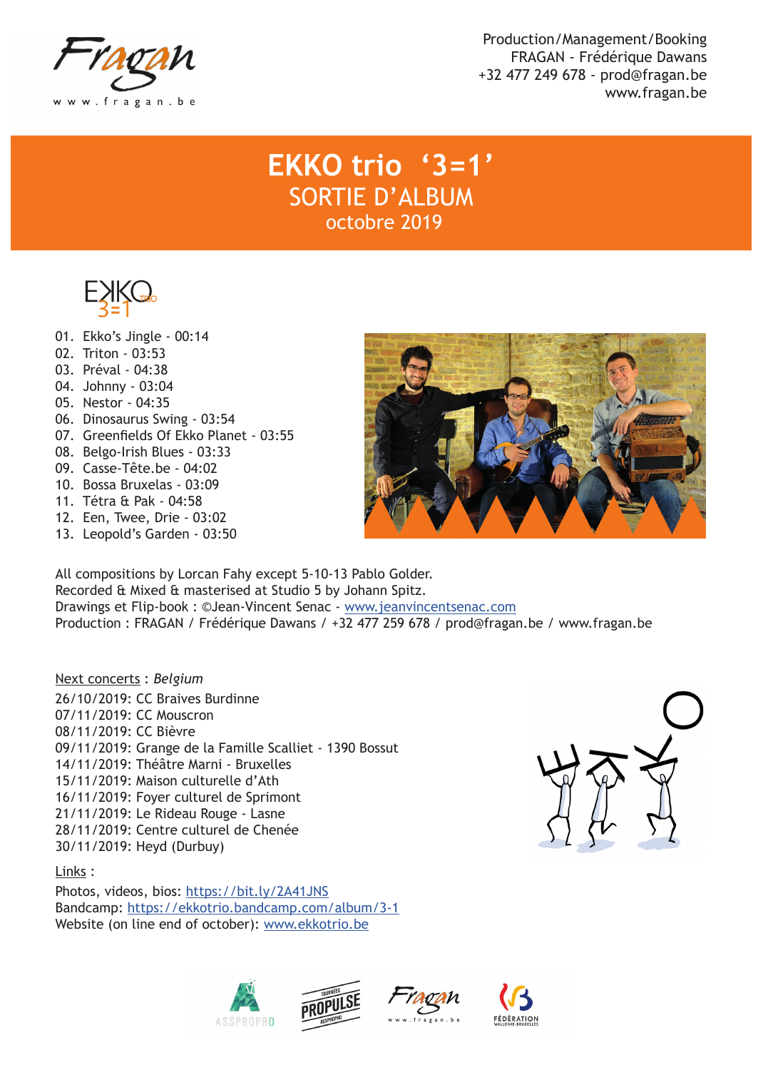Production/Management/Booking
FRAGAN - Frédérique Dawans
+32 477 249 678 - prod@fragan.be
www.fragan.be

# EKKO trio '3=1'

## SORTIE D'ALBUM

### octobre 2019

01. Ekko's Jingle - 00:14
02. Triton - 03:53
03. Préval - 04:38
04. Johnny - 03:04
05. Nestor - 04:35
06. Dinosaurus Swing - 03:54
07. Greenfields Of Ekko Planet - 03:55
08. Belgo-Irish Blues - 03:33
09. Casse-Tête.be - 04:02
10. Bossa Bruxelas - 03:09
11. Tétra & Pak - 04:58
12. Een, Twee, Drie - 03:02
13. Leopold's Garden - 03:50

All compositions by Lorcan Fahy except 5-10-13 Pablo Golder.
Recorded & Mixed & masterised at Studio 5 by Johann Spitz.
Drawings et Flip-book : ©Jean-Vincent Senac - www.jeanvincentsenac.com
Production : FRAGAN / Frédérique Dawans / +32 477 259 678 / prod@fragan.be / www.fragan.be

Next concerts : *Belgium*

26/10/2019: CC Braives Burdinne
07/11/2019: CC Mouscron
08/11/2019: CC Bièvre
09/11/2019: Grange de la Famille Scalliet - 1390 Bossut
14/11/2019: Théâtre Marni - Bruxelles
15/11/2019: Maison culturelle d'Ath
16/11/2019: Foyer culturel de Sprimont
21/11/2019: Le Rideau Rouge - Lasne
28/11/2019: Centre culturel de Chenée
30/11/2019: Heyd (Durbuy)

Links :

Photos, videos, bios: https://bit.ly/2A41JNS
Bandcamp: https://ekkotrio.bandcamp.com/album/3-1
Website (on line end of october): www.ekkotrio.be